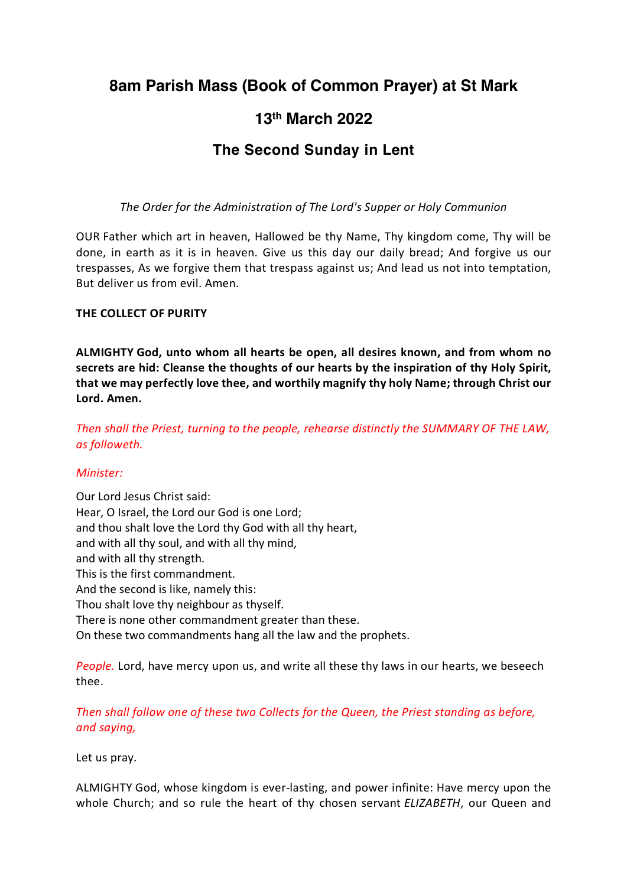# 8am Parish Mass (Book of Common Prayer) at St Mark

## 13th March 2022

## The Second Sunday in Lent

*The Order for the Administration of The Lord's Supper or Holy Communion*

OUR Father which art in heaven, Hallowed be thy Name, Thy kingdom come, Thy will be done, in earth as it is in heaven. Give us this day our daily bread; And forgive us our trespasses, As we forgive them that trespass against us; And lead us not into temptation, But deliver us from evil. Amen.

**THE COLLECT OF PURITY**

**ALMIGHTY God, unto whom all hearts be open, all desires known, and from whom no secrets are hid: Cleanse the thoughts of our hearts by the inspiration of thy Holy Spirit, that we may perfectly love thee, and worthily magnify thy holy Name; through Christ our Lord. Amen.**

*Then shall the Priest, turning to the people, rehearse distinctly the SUMMARY OF THE LAW, as followeth.*

*Minister:*

Our Lord Jesus Christ said:
Hear, O Israel, the Lord our God is one Lord;
and thou shalt love the Lord thy God with all thy heart,
and with all thy soul, and with all thy mind,
and with all thy strength.
This is the first commandment.
And the second is like, namely this:
Thou shalt love thy neighbour as thyself.
There is none other commandment greater than these.
On these two commandments hang all the law and the prophets.

*People.* Lord, have mercy upon us, and write all these thy laws in our hearts, we beseech thee.

*Then shall follow one of these two Collects for the Queen, the Priest standing as before, and saying,*

Let us pray.

ALMIGHTY God, whose kingdom is ever-lasting, and power infinite: Have mercy upon the whole Church; and so rule the heart of thy chosen servant *ELIZABETH*, our Queen and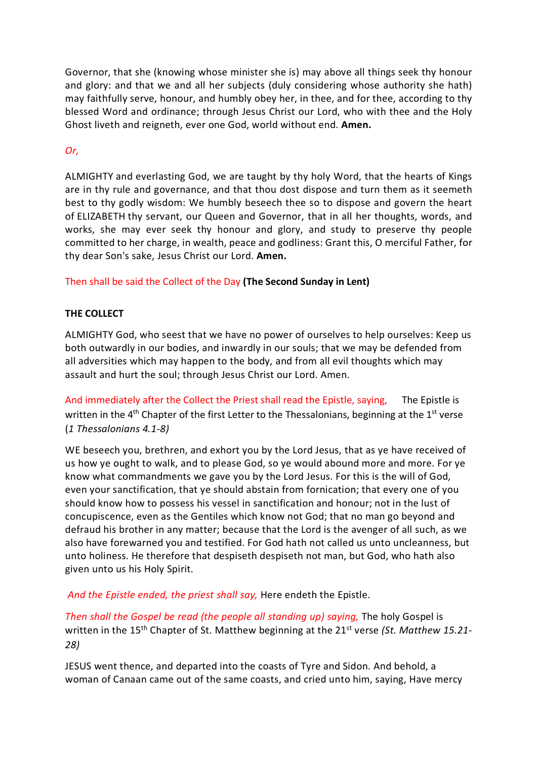Governor, that she (knowing whose minister she is) may above all things seek thy honour and glory: and that we and all her subjects (duly considering whose authority she hath) may faithfully serve, honour, and humbly obey her, in thee, and for thee, according to thy blessed Word and ordinance; through Jesus Christ our Lord, who with thee and the Holy Ghost liveth and reigneth, ever one God, world without end. **Amen.**

*Or,*

ALMIGHTY and everlasting God, we are taught by thy holy Word, that the hearts of Kings are in thy rule and governance, and that thou dost dispose and turn them as it seemeth best to thy godly wisdom: We humbly beseech thee so to dispose and govern the heart of ELIZABETH thy servant, our Queen and Governor, that in all her thoughts, words, and works, she may ever seek thy honour and glory, and study to preserve thy people committed to her charge, in wealth, peace and godliness: Grant this, O merciful Father, for thy dear Son's sake, Jesus Christ our Lord. **Amen.**

Then shall be said the Collect of the Day **(The Second Sunday in Lent)**

**THE COLLECT**

ALMIGHTY God, who seest that we have no power of ourselves to help ourselves: Keep us both outwardly in our bodies, and inwardly in our souls; that we may be defended from all adversities which may happen to the body, and from all evil thoughts which may assault and hurt the soul; through Jesus Christ our Lord. Amen.

And immediately after the Collect the Priest shall read the Epistle, saying, The Epistle is written in the 4th Chapter of the first Letter to the Thessalonians, beginning at the 1st verse (*1 Thessalonians 4.1-8)*

WE beseech you, brethren, and exhort you by the Lord Jesus, that as ye have received of us how ye ought to walk, and to please God, so ye would abound more and more. For ye know what commandments we gave you by the Lord Jesus. For this is the will of God, even your sanctification, that ye should abstain from fornication; that every one of you should know how to possess his vessel in sanctification and honour; not in the lust of concupiscence, even as the Gentiles which know not God; that no man go beyond and defraud his brother in any matter; because that the Lord is the avenger of all such, as we also have forewarned you and testified. For God hath not called us unto uncleanness, but unto holiness. He therefore that despiseth despiseth not man, but God, who hath also given unto us his Holy Spirit.

*And the Epistle ended, the priest shall say,* Here endeth the Epistle.

*Then shall the Gospel be read (the people all standing up) saying,* The holy Gospel is written in the 15th Chapter of St. Matthew beginning at the 21st verse *(St. Matthew 15.21-28)*

JESUS went thence, and departed into the coasts of Tyre and Sidon. And behold, a woman of Canaan came out of the same coasts, and cried unto him, saying, Have mercy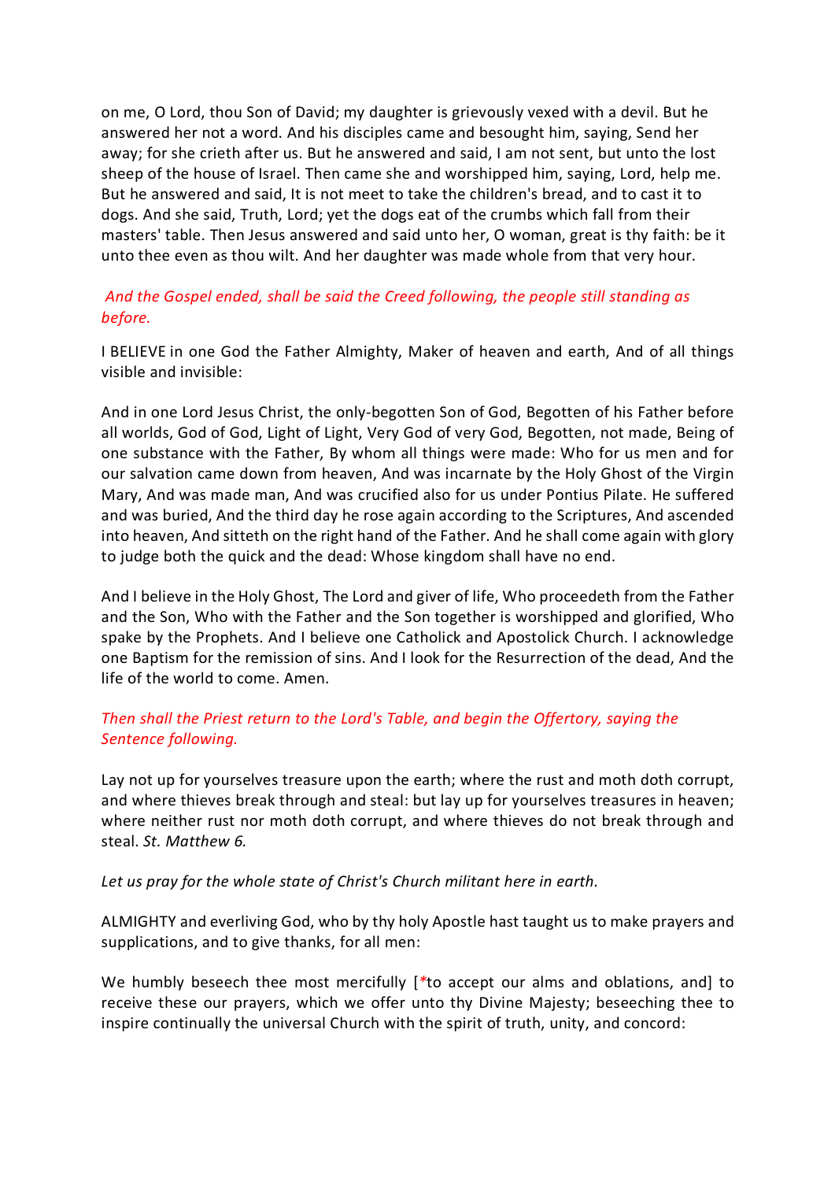on me, O Lord, thou Son of David; my daughter is grievously vexed with a devil. But he answered her not a word. And his disciples came and besought him, saying, Send her away; for she crieth after us. But he answered and said, I am not sent, but unto the lost sheep of the house of Israel. Then came she and worshipped him, saying, Lord, help me. But he answered and said, It is not meet to take the children's bread, and to cast it to dogs. And she said, Truth, Lord; yet the dogs eat of the crumbs which fall from their masters' table. Then Jesus answered and said unto her, O woman, great is thy faith: be it unto thee even as thou wilt. And her daughter was made whole from that very hour.

*And the Gospel ended, shall be said the Creed following, the people still standing as before.*

I BELIEVE in one God the Father Almighty, Maker of heaven and earth, And of all things visible and invisible:

And in one Lord Jesus Christ, the only-begotten Son of God, Begotten of his Father before all worlds, God of God, Light of Light, Very God of very God, Begotten, not made, Being of one substance with the Father, By whom all things were made: Who for us men and for our salvation came down from heaven, And was incarnate by the Holy Ghost of the Virgin Mary, And was made man, And was crucified also for us under Pontius Pilate. He suffered and was buried, And the third day he rose again according to the Scriptures, And ascended into heaven, And sitteth on the right hand of the Father. And he shall come again with glory to judge both the quick and the dead: Whose kingdom shall have no end.

And I believe in the Holy Ghost, The Lord and giver of life, Who proceedeth from the Father and the Son, Who with the Father and the Son together is worshipped and glorified, Who spake by the Prophets. And I believe one Catholick and Apostolick Church. I acknowledge one Baptism for the remission of sins. And I look for the Resurrection of the dead, And the life of the world to come. Amen.

*Then shall the Priest return to the Lord's Table, and begin the Offertory, saying the Sentence following.*

Lay not up for yourselves treasure upon the earth; where the rust and moth doth corrupt, and where thieves break through and steal: but lay up for yourselves treasures in heaven; where neither rust nor moth doth corrupt, and where thieves do not break through and steal. *St. Matthew 6.*

*Let us pray for the whole state of Christ's Church militant here in earth.*

ALMIGHTY and everliving God, who by thy holy Apostle hast taught us to make prayers and supplications, and to give thanks, for all men:

We humbly beseech thee most mercifully [*to accept our alms and oblations, and] to receive these our prayers, which we offer unto thy Divine Majesty; beseeching thee to inspire continually the universal Church with the spirit of truth, unity, and concord: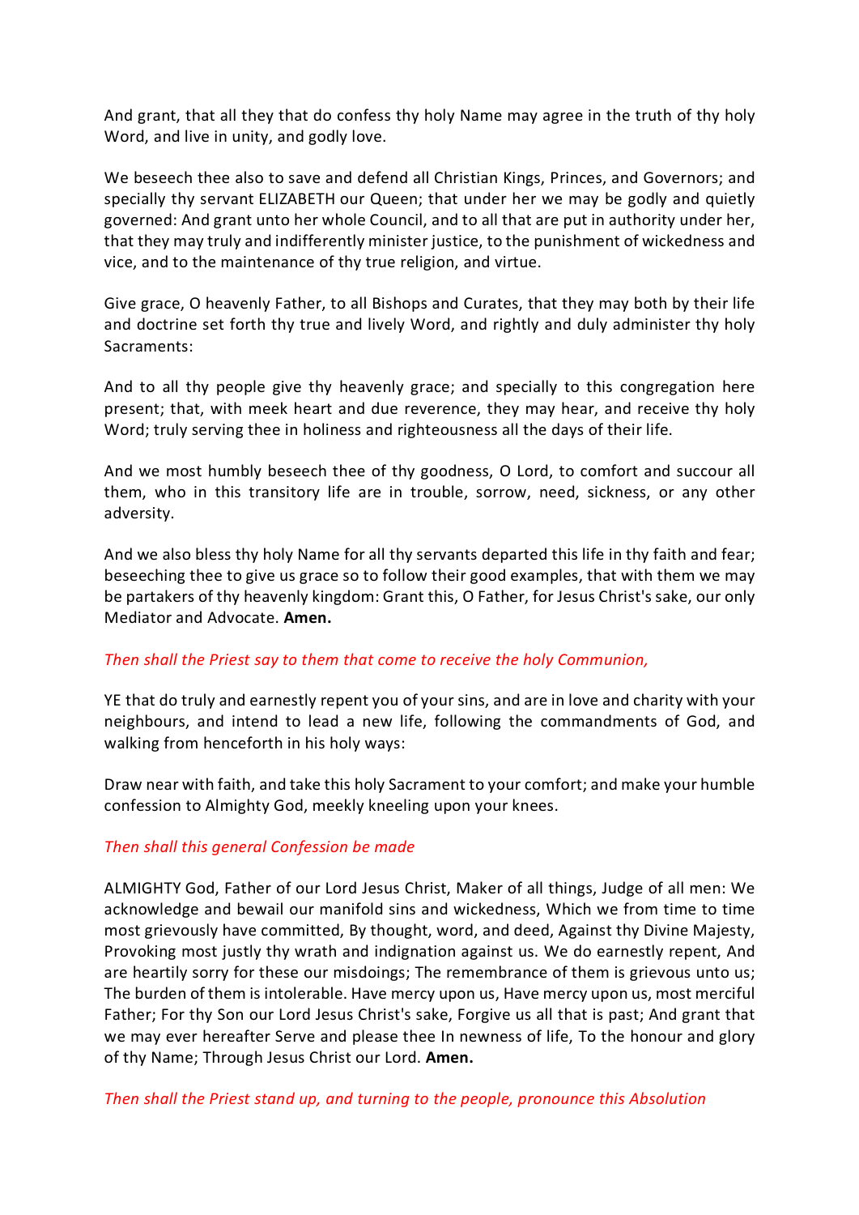And grant, that all they that do confess thy holy Name may agree in the truth of thy holy Word, and live in unity, and godly love.

We beseech thee also to save and defend all Christian Kings, Princes, and Governors; and specially thy servant ELIZABETH our Queen; that under her we may be godly and quietly governed: And grant unto her whole Council, and to all that are put in authority under her, that they may truly and indifferently minister justice, to the punishment of wickedness and vice, and to the maintenance of thy true religion, and virtue.

Give grace, O heavenly Father, to all Bishops and Curates, that they may both by their life and doctrine set forth thy true and lively Word, and rightly and duly administer thy holy Sacraments:

And to all thy people give thy heavenly grace; and specially to this congregation here present; that, with meek heart and due reverence, they may hear, and receive thy holy Word; truly serving thee in holiness and righteousness all the days of their life.

And we most humbly beseech thee of thy goodness, O Lord, to comfort and succour all them, who in this transitory life are in trouble, sorrow, need, sickness, or any other adversity.

And we also bless thy holy Name for all thy servants departed this life in thy faith and fear; beseeching thee to give us grace so to follow their good examples, that with them we may be partakers of thy heavenly kingdom: Grant this, O Father, for Jesus Christ's sake, our only Mediator and Advocate. **Amen.**

*Then shall the Priest say to them that come to receive the holy Communion,*

YE that do truly and earnestly repent you of your sins, and are in love and charity with your neighbours, and intend to lead a new life, following the commandments of God, and walking from henceforth in his holy ways:

Draw near with faith, and take this holy Sacrament to your comfort; and make your humble confession to Almighty God, meekly kneeling upon your knees.

*Then shall this general Confession be made*

ALMIGHTY God, Father of our Lord Jesus Christ, Maker of all things, Judge of all men: We acknowledge and bewail our manifold sins and wickedness, Which we from time to time most grievously have committed, By thought, word, and deed, Against thy Divine Majesty, Provoking most justly thy wrath and indignation against us. We do earnestly repent, And are heartily sorry for these our misdoings; The remembrance of them is grievous unto us; The burden of them is intolerable. Have mercy upon us, Have mercy upon us, most merciful Father; For thy Son our Lord Jesus Christ's sake, Forgive us all that is past; And grant that we may ever hereafter Serve and please thee In newness of life, To the honour and glory of thy Name; Through Jesus Christ our Lord. **Amen.**

*Then shall the Priest stand up, and turning to the people, pronounce this Absolution*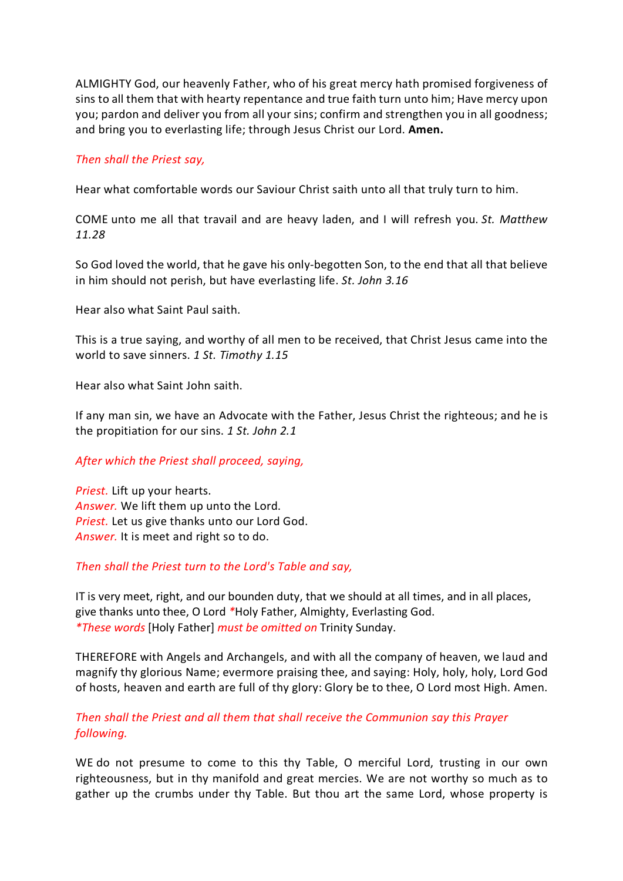ALMIGHTY God, our heavenly Father, who of his great mercy hath promised forgiveness of sins to all them that with hearty repentance and true faith turn unto him; Have mercy upon you; pardon and deliver you from all your sins; confirm and strengthen you in all goodness; and bring you to everlasting life; through Jesus Christ our Lord. **Amen.**

*Then shall the Priest say,*

Hear what comfortable words our Saviour Christ saith unto all that truly turn to him.

COME unto me all that travail and are heavy laden, and I will refresh you. *St. Matthew 11.28*

So God loved the world, that he gave his only-begotten Son, to the end that all that believe in him should not perish, but have everlasting life. *St. John 3.16*

Hear also what Saint Paul saith.

This is a true saying, and worthy of all men to be received, that Christ Jesus came into the world to save sinners. *1 St. Timothy 1.15*

Hear also what Saint John saith.

If any man sin, we have an Advocate with the Father, Jesus Christ the righteous; and he is the propitiation for our sins. *1 St. John 2.1*

*After which the Priest shall proceed, saying,*

*Priest.* Lift up your hearts.
*Answer.* We lift them up unto the Lord.
*Priest.* Let us give thanks unto our Lord God.
*Answer.* It is meet and right so to do.

*Then shall the Priest turn to the Lord's Table and say,*

IT is very meet, right, and our bounden duty, that we should at all times, and in all places, give thanks unto thee, O Lord *Holy Father, Almighty, Everlasting God.
*\*These words* [Holy Father] *must be omitted on* Trinity Sunday.

THEREFORE with Angels and Archangels, and with all the company of heaven, we laud and magnify thy glorious Name; evermore praising thee, and saying: Holy, holy, holy, Lord God of hosts, heaven and earth are full of thy glory: Glory be to thee, O Lord most High. Amen.

*Then shall the Priest and all them that shall receive the Communion say this Prayer following.*

WE do not presume to come to this thy Table, O merciful Lord, trusting in our own righteousness, but in thy manifold and great mercies. We are not worthy so much as to gather up the crumbs under thy Table. But thou art the same Lord, whose property is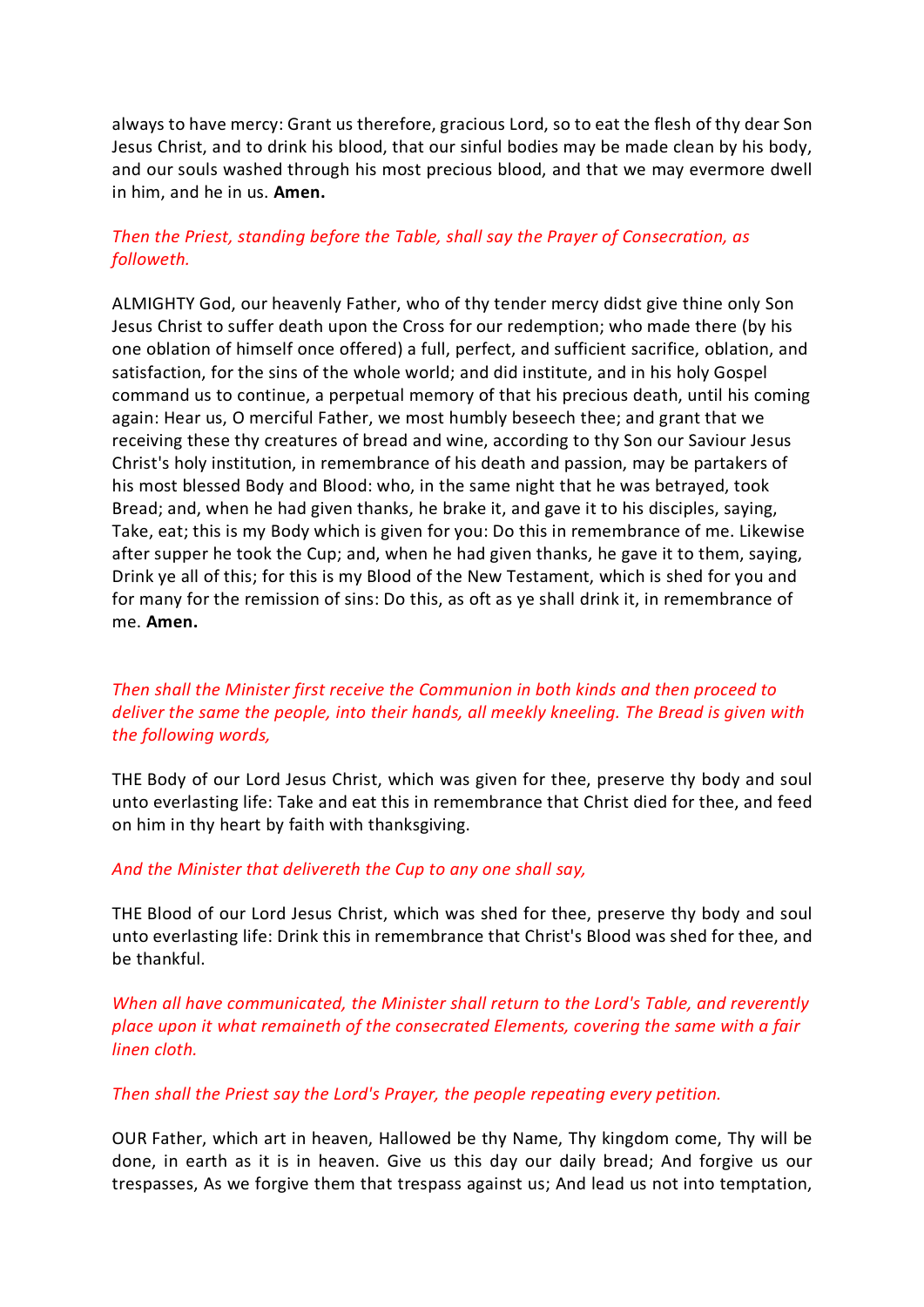always to have mercy: Grant us therefore, gracious Lord, so to eat the flesh of thy dear Son Jesus Christ, and to drink his blood, that our sinful bodies may be made clean by his body, and our souls washed through his most precious blood, and that we may evermore dwell in him, and he in us. **Amen.**

*Then the Priest, standing before the Table, shall say the Prayer of Consecration, as followeth.*

ALMIGHTY God, our heavenly Father, who of thy tender mercy didst give thine only Son Jesus Christ to suffer death upon the Cross for our redemption; who made there (by his one oblation of himself once offered) a full, perfect, and sufficient sacrifice, oblation, and satisfaction, for the sins of the whole world; and did institute, and in his holy Gospel command us to continue, a perpetual memory of that his precious death, until his coming again: Hear us, O merciful Father, we most humbly beseech thee; and grant that we receiving these thy creatures of bread and wine, according to thy Son our Saviour Jesus Christ's holy institution, in remembrance of his death and passion, may be partakers of his most blessed Body and Blood: who, in the same night that he was betrayed, took Bread; and, when he had given thanks, he brake it, and gave it to his disciples, saying, Take, eat; this is my Body which is given for you: Do this in remembrance of me. Likewise after supper he took the Cup; and, when he had given thanks, he gave it to them, saying, Drink ye all of this; for this is my Blood of the New Testament, which is shed for you and for many for the remission of sins: Do this, as oft as ye shall drink it, in remembrance of me. **Amen.**

*Then shall the Minister first receive the Communion in both kinds and then proceed to deliver the same the people, into their hands, all meekly kneeling. The Bread is given with the following words,*

THE Body of our Lord Jesus Christ, which was given for thee, preserve thy body and soul unto everlasting life: Take and eat this in remembrance that Christ died for thee, and feed on him in thy heart by faith with thanksgiving.

*And the Minister that delivereth the Cup to any one shall say,*

THE Blood of our Lord Jesus Christ, which was shed for thee, preserve thy body and soul unto everlasting life: Drink this in remembrance that Christ's Blood was shed for thee, and be thankful.

*When all have communicated, the Minister shall return to the Lord's Table, and reverently place upon it what remaineth of the consecrated Elements, covering the same with a fair linen cloth.*

*Then shall the Priest say the Lord's Prayer, the people repeating every petition.*

OUR Father, which art in heaven, Hallowed be thy Name, Thy kingdom come, Thy will be done, in earth as it is in heaven. Give us this day our daily bread; And forgive us our trespasses, As we forgive them that trespass against us; And lead us not into temptation,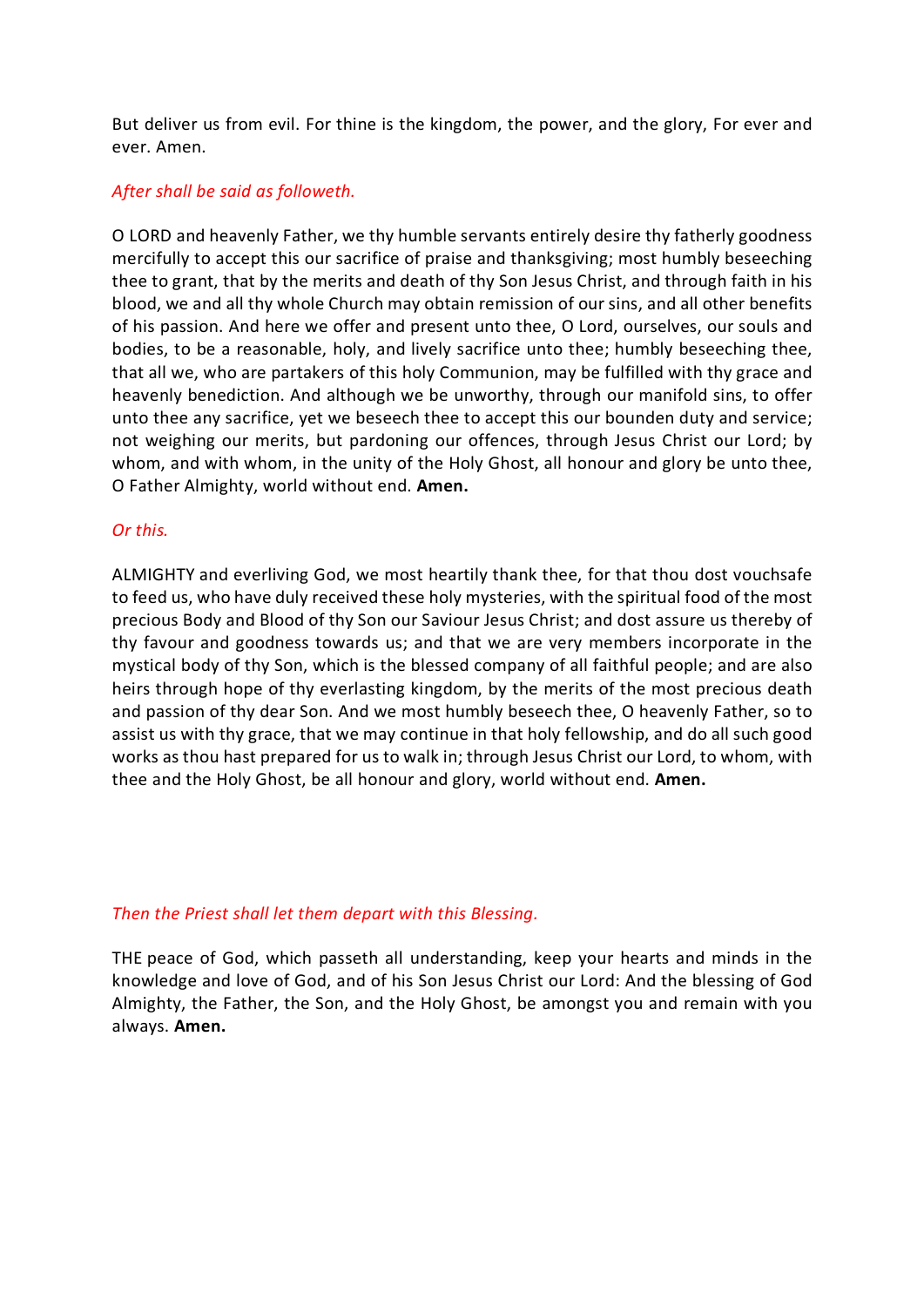But deliver us from evil. For thine is the kingdom, the power, and the glory, For ever and ever. Amen.

*After shall be said as followeth.*

O LORD and heavenly Father, we thy humble servants entirely desire thy fatherly goodness mercifully to accept this our sacrifice of praise and thanksgiving; most humbly beseeching thee to grant, that by the merits and death of thy Son Jesus Christ, and through faith in his blood, we and all thy whole Church may obtain remission of our sins, and all other benefits of his passion. And here we offer and present unto thee, O Lord, ourselves, our souls and bodies, to be a reasonable, holy, and lively sacrifice unto thee; humbly beseeching thee, that all we, who are partakers of this holy Communion, may be fulfilled with thy grace and heavenly benediction. And although we be unworthy, through our manifold sins, to offer unto thee any sacrifice, yet we beseech thee to accept this our bounden duty and service; not weighing our merits, but pardoning our offences, through Jesus Christ our Lord; by whom, and with whom, in the unity of the Holy Ghost, all honour and glory be unto thee, O Father Almighty, world without end. **Amen.**

*Or this.*

ALMIGHTY and everliving God, we most heartily thank thee, for that thou dost vouchsafe to feed us, who have duly received these holy mysteries, with the spiritual food of the most precious Body and Blood of thy Son our Saviour Jesus Christ; and dost assure us thereby of thy favour and goodness towards us; and that we are very members incorporate in the mystical body of thy Son, which is the blessed company of all faithful people; and are also heirs through hope of thy everlasting kingdom, by the merits of the most precious death and passion of thy dear Son. And we most humbly beseech thee, O heavenly Father, so to assist us with thy grace, that we may continue in that holy fellowship, and do all such good works as thou hast prepared for us to walk in; through Jesus Christ our Lord, to whom, with thee and the Holy Ghost, be all honour and glory, world without end. **Amen.**

*Then the Priest shall let them depart with this Blessing.*

THE peace of God, which passeth all understanding, keep your hearts and minds in the knowledge and love of God, and of his Son Jesus Christ our Lord: And the blessing of God Almighty, the Father, the Son, and the Holy Ghost, be amongst you and remain with you always. **Amen.**